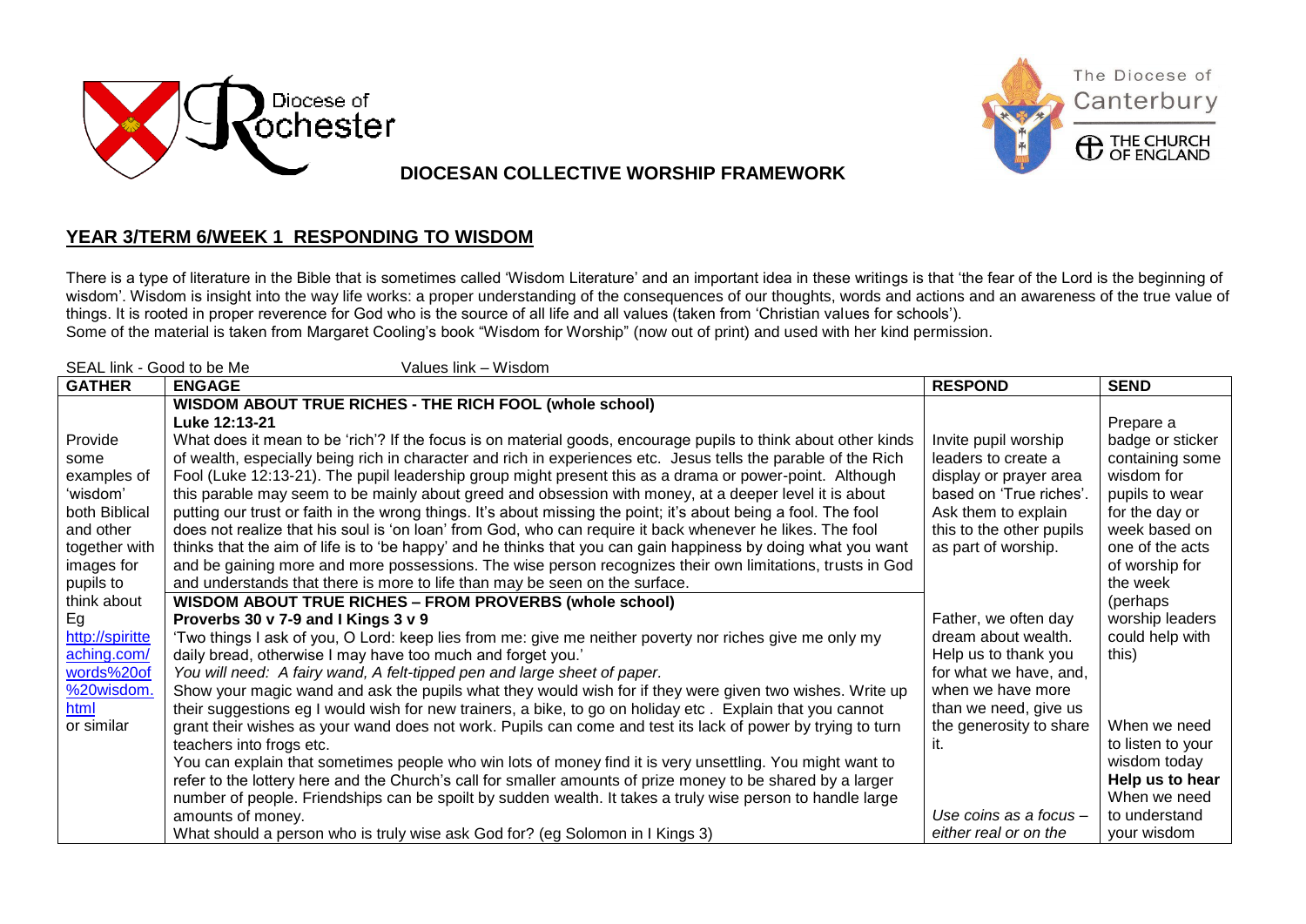Diocese of Rochester

The Diocese of Canterbury
THE CHURCH OF ENGLAND

## DIOCESAN COLLECTIVE WORSHIP FRAMEWORK

## YEAR 3/TERM 6/WEEK 1 RESPONDING TO WISDOM

There is a type of literature in the Bible that is sometimes called 'Wisdom Literature' and an important idea in these writings is that 'the fear of the Lord is the beginning of wisdom'. Wisdom is insight into the way life works: a proper understanding of the consequences of our thoughts, words and actions and an awareness of the true value of things. It is rooted in proper reverence for God who is the source of all life and all values (taken from 'Christian values for schools').
Some of the material is taken from Margaret Cooling's book "Wisdom for Worship" (now out of print) and used with her kind permission.

SEAL link - Good to be Me　　　　Values link – Wisdom

| GATHER | ENGAGE | RESPOND | SEND |
|---|---|---|---|
| Provide some examples of 'wisdom' both Biblical and other together with images for pupils to think about Eg http://spiritteaching.com/words%20of%20wisdom.html or similar | **WISDOM ABOUT TRUE RICHES - THE RICH FOOL (whole school)**<br>**Luke 12:13-21**<br>What does it mean to be 'rich'? If the focus is on material goods, encourage pupils to think about other kinds of wealth, especially being rich in character and rich in experiences etc. Jesus tells the parable of the Rich Fool (Luke 12:13-21). The pupil leadership group might present this as a drama or power-point. Although this parable may seem to be mainly about greed and obsession with money, at a deeper level it is about putting our trust or faith in the wrong things. It's about missing the point; it's about being a fool. The fool does not realize that his soul is 'on loan' from God, who can require it back whenever he likes. The fool thinks that the aim of life is to 'be happy' and he thinks that you can gain happiness by doing what you want and be gaining more and more possessions. The wise person recognizes their own limitations, trusts in God and understands that there is more to life than may be seen on the surface. | Invite pupil worship leaders to create a display or prayer area based on 'True riches'. Ask them to explain this to the other pupils as part of worship. | Prepare a badge or sticker containing some wisdom for pupils to wear for the day or week based on one of the acts of worship for the week (perhaps worship leaders could help with this) |
| | **WISDOM ABOUT TRUE RICHES – FROM PROVERBS (whole school)**<br>**Proverbs 30 v 7-9 and I Kings 3 v 9**<br>'Two things I ask of you, O Lord: keep lies from me: give me neither poverty nor riches give me only my daily bread, otherwise I may have too much and forget you.'<br>*You will need: A fairy wand, A felt-tipped pen and large sheet of paper.*<br>Show your magic wand and ask the pupils what they would wish for if they were given two wishes. Write up their suggestions eg I would wish for new trainers, a bike, to go on holiday etc . Explain that you cannot grant their wishes as your wand does not work. Pupils can come and test its lack of power by trying to turn teachers into frogs etc.<br>You can explain that sometimes people who win lots of money find it is very unsettling. You might want to refer to the lottery here and the Church's call for smaller amounts of prize money to be shared by a larger number of people. Friendships can be spoilt by sudden wealth. It takes a truly wise person to handle large amounts of money.<br>What should a person who is truly wise ask God for? (eg Solomon in I Kings 3) | Father, we often day dream about wealth. Help us to thank you for what we have, and, when we have more than we need, give us the generosity to share it.<br><br>*Use coins as a focus – either real or on the* | When we need to listen to your wisdom today<br>**Help us to hear**<br>When we need to understand your wisdom |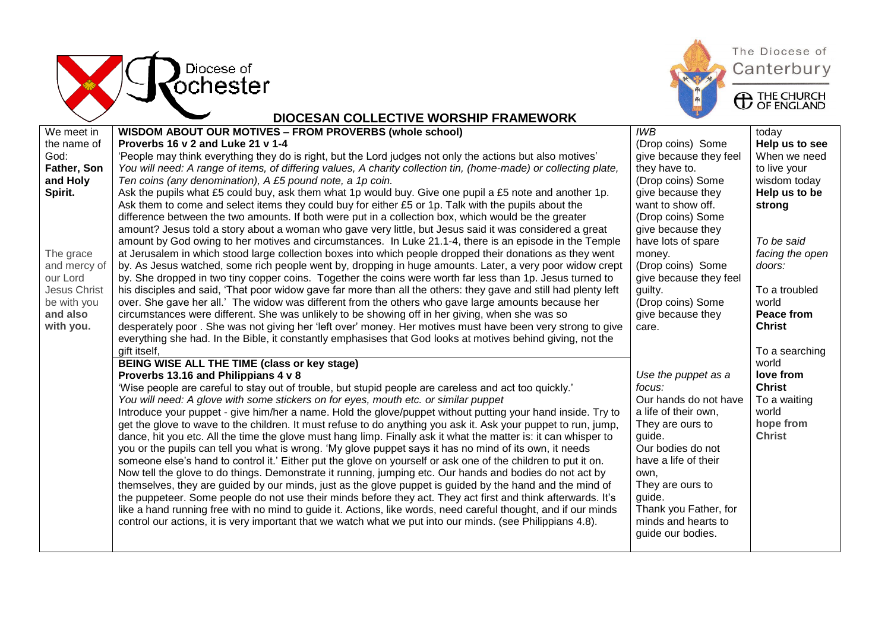# DIOCESAN COLLECTIVE WORSHIP FRAMEWORK

Diocese of Rochester | The Diocese of Canterbury | The Church of England

| | | | |
|---|---|---|---|
| We meet in the name of God: **Father, Son and Holy Spirit.**<br><br>The grace and mercy of our Lord Jesus Christ be with you **and also with you.** | **WISDOM ABOUT OUR MOTIVES – FROM PROVERBS (whole school)**<br>**Proverbs 16 v 2 and Luke 21 v 1-4**<br>'People may think everything they do is right, but the Lord judges not only the actions but also motives'<br>*You will need: A range of items, of differing values, A charity collection tin, (home-made) or collecting plate, Ten coins (any denomination), A £5 pound note, a 1p coin.*<br>Ask the pupils what £5 could buy, ask them what 1p would buy. Give one pupil a £5 note and another 1p. Ask them to come and select items they could buy for either £5 or 1p. Talk with the pupils about the difference between the two amounts. If both were put in a collection box, which would be the greater amount? Jesus told a story about a woman who gave very little, but Jesus said it was considered a great amount by God owing to her motives and circumstances. In Luke 21.1-4, there is an episode in the Temple at Jerusalem in which stood large collection boxes into which people dropped their donations as they went by. As Jesus watched, some rich people went by, dropping in huge amounts. Later, a very poor widow crept by. She dropped in two tiny copper coins. Together the coins were worth far less than 1p. Jesus turned to his disciples and said, 'That poor widow gave far more than all the others: they gave and still had plenty left over. She gave her all.' The widow was different from the others who gave large amounts because her circumstances were different. She was unlikely to be showing off in her giving, when she was so desperately poor . She was not giving her 'left over' money. Her motives must have been very strong to give everything she had. In the Bible, it constantly emphasises that God looks at motives behind giving, not the gift itself, | *IWB*<br>(Drop coins) Some give because they feel they have to.<br>(Drop coins) Some give because they want to show off.<br>(Drop coins) Some give because they have lots of spare money.<br>(Drop coins) Some give because they feel guilty.<br>(Drop coins) Some give because they care. | today<br>**Help us to see**<br>When we need to live your wisdom today<br>**Help us to be strong**<br><br>*To be said facing the open doors:*<br><br>To a troubled world<br>**Peace from Christ**<br><br>To a searching world<br>**love from Christ**<br>To a waiting world<br>**hope from Christ** |
| | **BEING WISE ALL THE TIME (class or key stage)**<br>**Proverbs 13.16 and Philippians 4 v 8**<br>'Wise people are careful to stay out of trouble, but stupid people are careless and act too quickly.'<br>*You will need: A glove with some stickers on for eyes, mouth etc. or similar puppet*<br>Introduce your puppet - give him/her a name. Hold the glove/puppet without putting your hand inside. Try to get the glove to wave to the children. It must refuse to do anything you ask it. Ask your puppet to run, jump, dance, hit you etc. All the time the glove must hang limp. Finally ask it what the matter is: it can whisper to you or the pupils can tell you what is wrong. 'My glove puppet says it has no mind of its own, it needs someone else's hand to control it.' Either put the glove on yourself or ask one of the children to put it on. Now tell the glove to do things. Demonstrate it running, jumping etc. Our hands and bodies do not act by themselves, they are guided by our minds, just as the glove puppet is guided by the hand and the mind of the puppeteer. Some people do not use their minds before they act. They act first and think afterwards. It's like a hand running free with no mind to guide it. Actions, like words, need careful thought, and if our minds control our actions, it is very important that we watch what we put into our minds. (see Philippians 4.8). | *Use the puppet as a focus:*<br>Our hands do not have a life of their own,<br>They are ours to guide.<br>Our bodies do not have a life of their own,<br>They are ours to guide.<br>Thank you Father, for minds and hearts to guide our bodies. | |